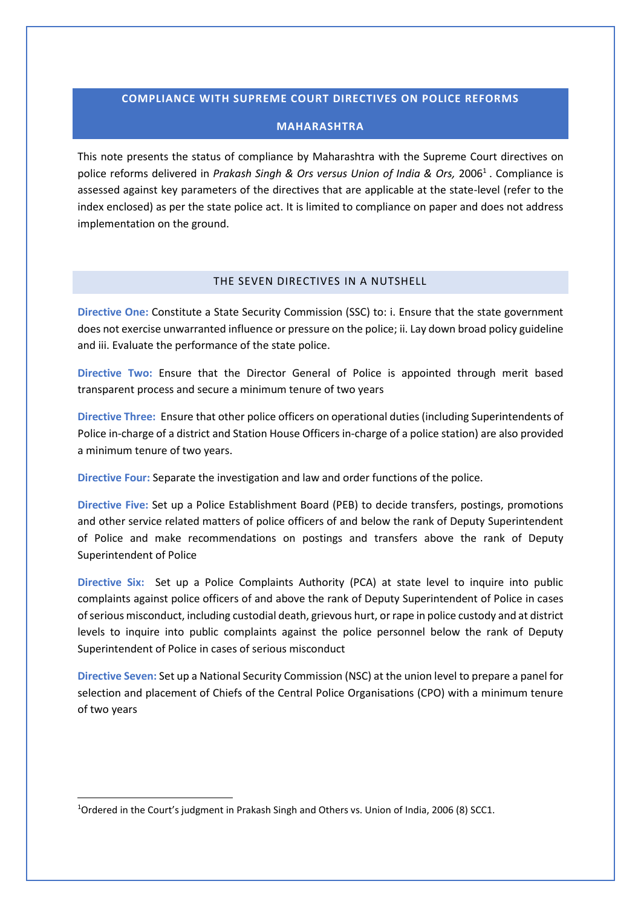# COMPLIANCE WITH SUPREME COURT DIRECTIVES ON POLICE REFORMS

## MAHARASHTRA

This note presents the status of compliance by Maharashtra with the Supreme Court directives on police reforms delivered in *Prakash Singh & Ors versus Union of India & Ors,* 2006[1] . Compliance is assessed against key parameters of the directives that are applicable at the state-level (refer to the index enclosed) as per the state police act. It is limited to compliance on paper and does not address implementation on the ground.

## THE SEVEN DIRECTIVES IN A NUTSHELL

**Directive One:** Constitute a State Security Commission (SSC) to: i. Ensure that the state government does not exercise unwarranted influence or pressure on the police; ii. Lay down broad policy guideline and iii. Evaluate the performance of the state police.

**Directive Two:** Ensure that the Director General of Police is appointed through merit based transparent process and secure a minimum tenure of two years

**Directive Three:** Ensure that other police officers on operational duties (including Superintendents of Police in-charge of a district and Station House Officers in-charge of a police station) are also provided a minimum tenure of two years.

**Directive Four:** Separate the investigation and law and order functions of the police.

**Directive Five:** Set up a Police Establishment Board (PEB) to decide transfers, postings, promotions and other service related matters of police officers of and below the rank of Deputy Superintendent of Police and make recommendations on postings and transfers above the rank of Deputy Superintendent of Police

**Directive Six:** Set up a Police Complaints Authority (PCA) at state level to inquire into public complaints against police officers of and above the rank of Deputy Superintendent of Police in cases of serious misconduct, including custodial death, grievous hurt, or rape in police custody and at district levels to inquire into public complaints against the police personnel below the rank of Deputy Superintendent of Police in cases of serious misconduct

**Directive Seven:** Set up a National Security Commission (NSC) at the union level to prepare a panel for selection and placement of Chiefs of the Central Police Organisations (CPO) with a minimum tenure of two years

---

[1] Ordered in the Court's judgment in Prakash Singh and Others vs. Union of India, 2006 (8) SCC1.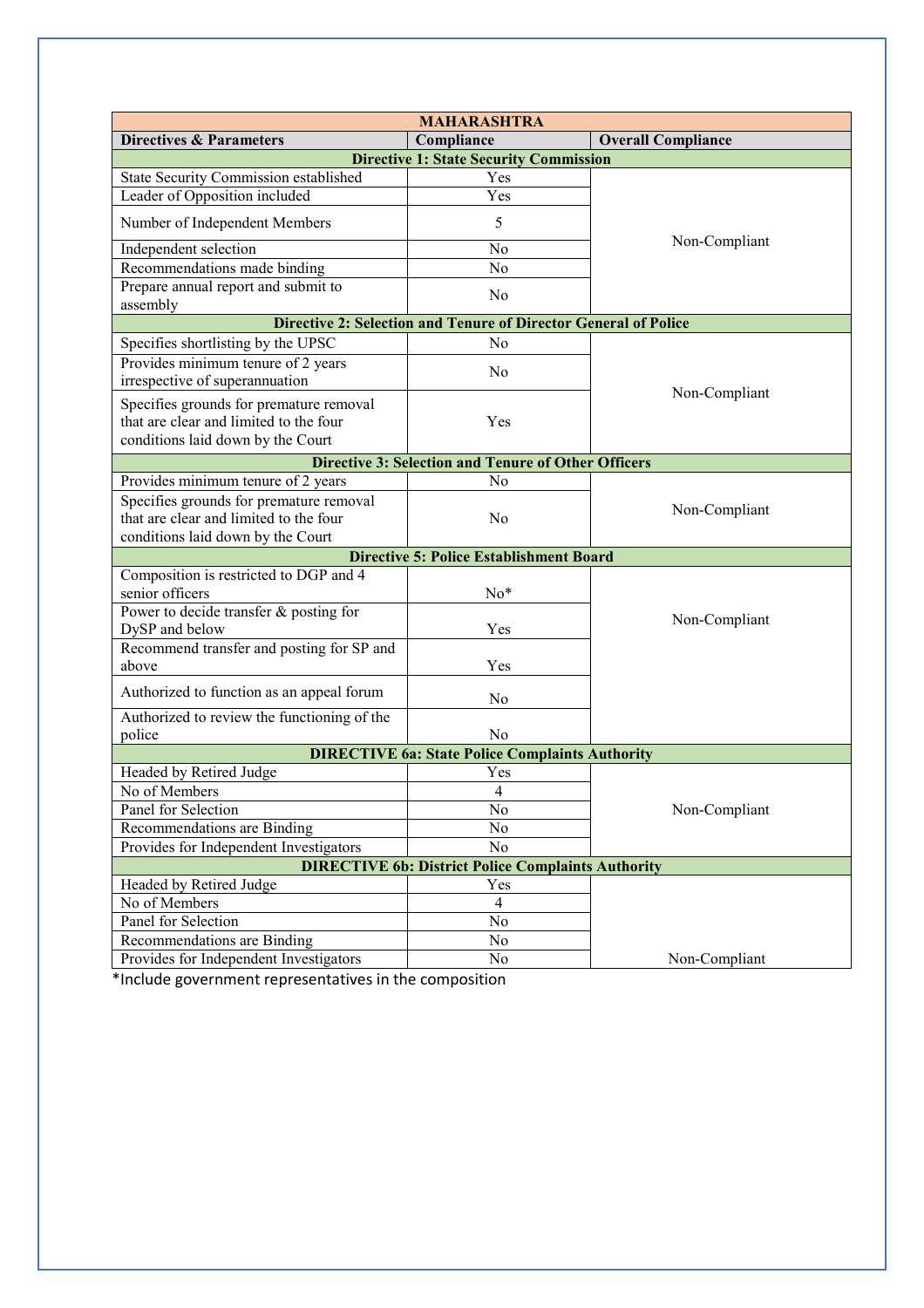| MAHARASHTRA | | |
|---|---|---|
| **Directives & Parameters** | **Compliance** | **Overall Compliance** |
| **Directive 1: State Security Commission** | | |
| State Security Commission established | Yes | Non-Compliant |
| Leader of Opposition included | Yes | |
| Number of Independent Members | 5 | |
| Independent selection | No | |
| Recommendations made binding | No | |
| Prepare annual report and submit to assembly | No | |
| **Directive 2: Selection and Tenure of Director General of Police** | | |
| Specifies shortlisting by the UPSC | No | Non-Compliant |
| Provides minimum tenure of 2 years irrespective of superannuation | No | |
| Specifies grounds for premature removal that are clear and limited to the four conditions laid down by the Court | Yes | |
| **Directive 3: Selection and Tenure of Other Officers** | | |
| Provides minimum tenure of 2 years | No | Non-Compliant |
| Specifies grounds for premature removal that are clear and limited to the four conditions laid down by the Court | No | |
| **Directive 5: Police Establishment Board** | | |
| Composition is restricted to DGP and 4 senior officers | No* | Non-Compliant |
| Power to decide transfer & posting for DySP and below | Yes | |
| Recommend transfer and posting for SP and above | Yes | |
| Authorized to function as an appeal forum | No | |
| Authorized to review the functioning of the police | No | |
| **DIRECTIVE 6a: State Police Complaints Authority** | | |
| Headed by Retired Judge | Yes | Non-Compliant |
| No of Members | 4 | |
| Panel for Selection | No | |
| Recommendations are Binding | No | |
| Provides for Independent Investigators | No | |
| **DIRECTIVE 6b: District Police Complaints Authority** | | |
| Headed by Retired Judge | Yes | Non-Compliant |
| No of Members | 4 | |
| Panel for Selection | No | |
| Recommendations are Binding | No | |
| Provides for Independent Investigators | No | |

*Include government representatives in the composition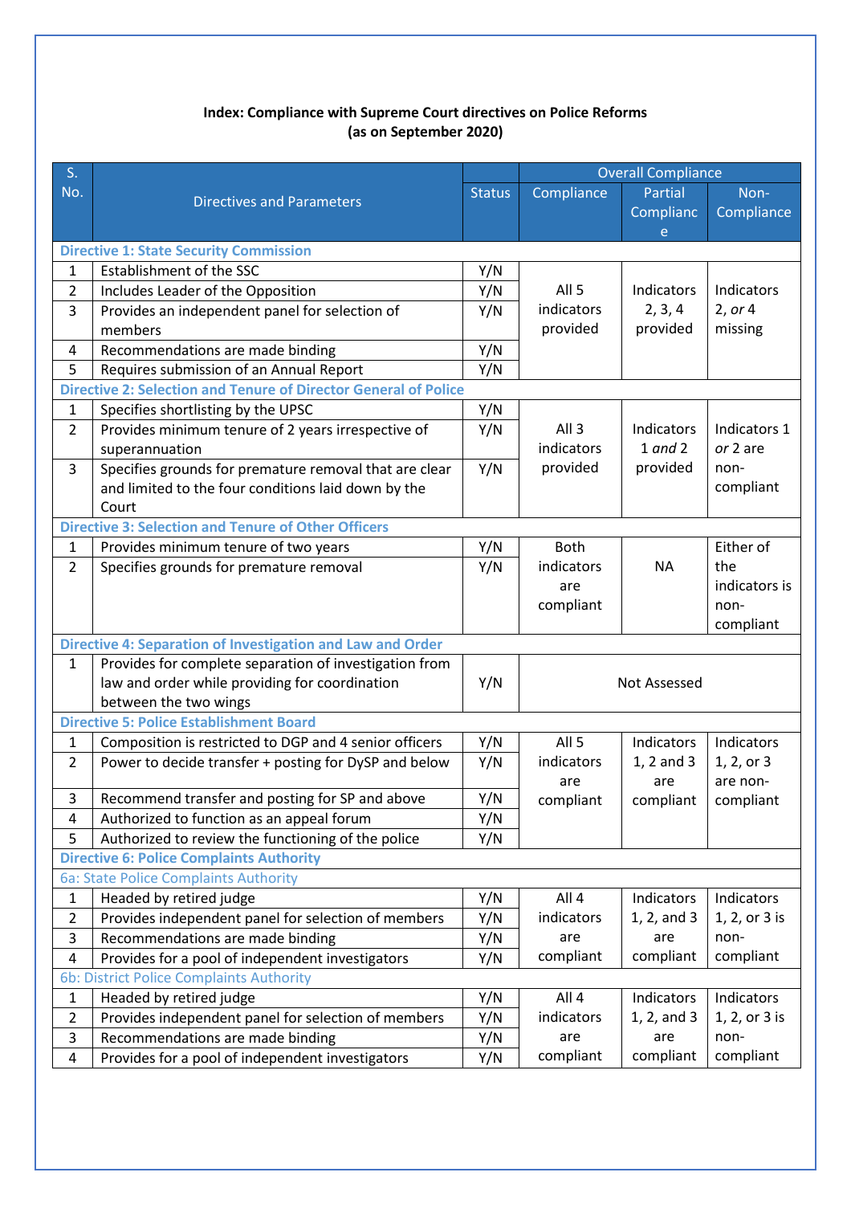**Index: Compliance with Supreme Court directives on Police Reforms**
**(as on September 2020)**

| S. No. | Directives and Parameters | Status | Overall Compliance | | |
|---|---|---|---|---|---|
| | | | Compliance | Partial Compliance | Non-Compliance |
| **Directive 1: State Security Commission** | | | | | |
| 1 | Establishment of the SSC | Y/N | All 5 indicators provided | Indicators 2, 3, 4 provided | Indicators 2, *or* 4 missing |
| 2 | Includes Leader of the Opposition | Y/N | | | |
| 3 | Provides an independent panel for selection of members | Y/N | | | |
| 4 | Recommendations are made binding | Y/N | | | |
| 5 | Requires submission of an Annual Report | Y/N | | | |
| **Directive 2: Selection and Tenure of Director General of Police** | | | | | |
| 1 | Specifies shortlisting by the UPSC | Y/N | All 3 indicators provided | Indicators 1 *and* 2 provided | Indicators 1 *or* 2 are non-compliant |
| 2 | Provides minimum tenure of 2 years irrespective of superannuation | Y/N | | | |
| 3 | Specifies grounds for premature removal that are clear and limited to the four conditions laid down by the Court | Y/N | | | |
| **Directive 3: Selection and Tenure of Other Officers** | | | | | |
| 1 | Provides minimum tenure of two years | Y/N | Both indicators are compliant | NA | Either of the indicators is non-compliant |
| 2 | Specifies grounds for premature removal | Y/N | | | |
| **Directive 4: Separation of Investigation and Law and Order** | | | | | |
| 1 | Provides for complete separation of investigation from law and order while providing for coordination between the two wings | Y/N | Not Assessed | | |
| **Directive 5: Police Establishment Board** | | | | | |
| 1 | Composition is restricted to DGP and 4 senior officers | Y/N | All 5 indicators are compliant | Indicators 1, 2 and 3 are compliant | Indicators 1, 2, or 3 are non-compliant |
| 2 | Power to decide transfer + posting for DySP and below | Y/N | | | |
| 3 | Recommend transfer and posting for SP and above | Y/N | | | |
| 4 | Authorized to function as an appeal forum | Y/N | | | |
| 5 | Authorized to review the functioning of the police | Y/N | | | |
| **Directive 6: Police Complaints Authority** | | | | | |
| 6a: State Police Complaints Authority | | | | | |
| 1 | Headed by retired judge | Y/N | All 4 indicators are compliant | Indicators 1, 2, and 3 are compliant | Indicators 1, 2, or 3 is non-compliant |
| 2 | Provides independent panel for selection of members | Y/N | | | |
| 3 | Recommendations are made binding | Y/N | | | |
| 4 | Provides for a pool of independent investigators | Y/N | | | |
| 6b: District Police Complaints Authority | | | | | |
| 1 | Headed by retired judge | Y/N | All 4 indicators are compliant | Indicators 1, 2, and 3 are compliant | Indicators 1, 2, or 3 is non-compliant |
| 2 | Provides independent panel for selection of members | Y/N | | | |
| 3 | Recommendations are made binding | Y/N | | | |
| 4 | Provides for a pool of independent investigators | Y/N | | | |